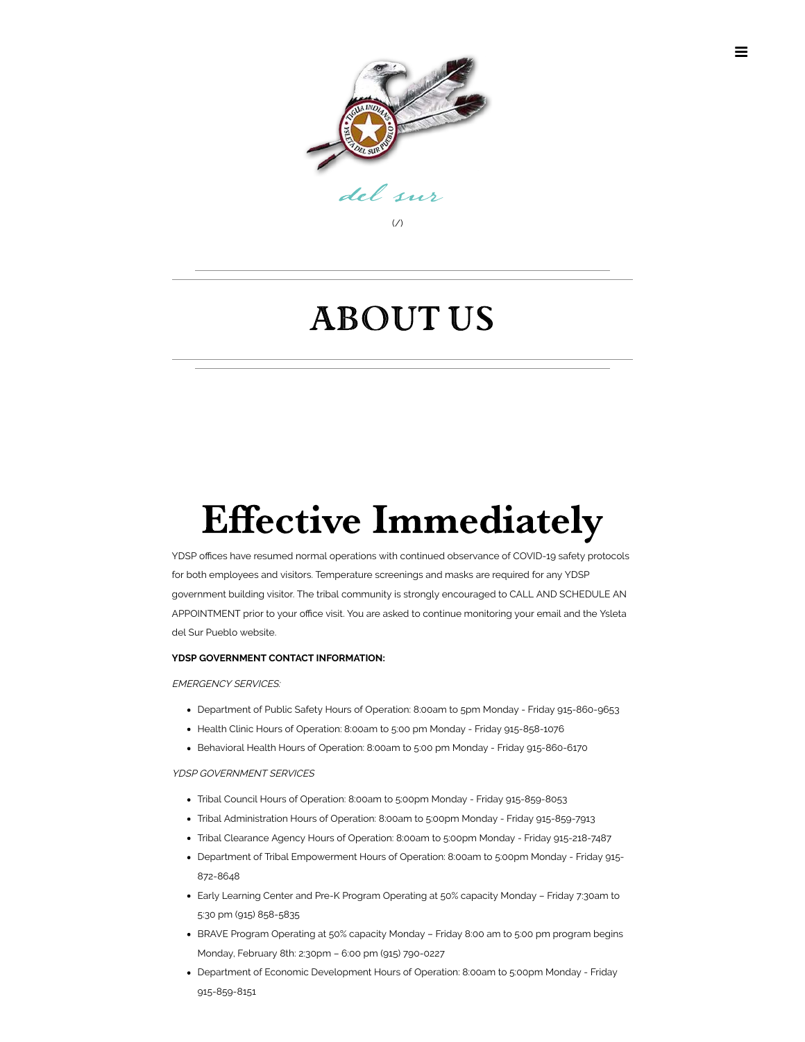del sur

(/)

# ABOUT US

# Effective Immediately

YDSP offices have resumed normal operations with continued observance of COVID-19 safety protocols for both employees and visitors. Temperature screenings and masks are required for any YDSP government building visitor. The tribal community is strongly encouraged to CALL AND SCHEDULE AN APPOINTMENT prior to your office visit. You are asked to continue monitoring your email and the Ysleta del Sur Pueblo website.

**YDSP GOVERNMENT CONTACT INFORMATION:**

*EMERGENCY SERVICES:*

- Department of Public Safety Hours of Operation: 8:00am to 5pm Monday - Friday 915-860-9653
- Health Clinic Hours of Operation: 8:00am to 5:00 pm Monday - Friday 915-858-1076
- Behavioral Health Hours of Operation: 8:00am to 5:00 pm Monday - Friday 915-860-6170

*YDSP GOVERNMENT SERVICES*

- Tribal Council Hours of Operation: 8:00am to 5:00pm Monday - Friday 915-859-8053
- Tribal Administration Hours of Operation: 8:00am to 5:00pm Monday - Friday 915-859-7913
- Tribal Clearance Agency Hours of Operation: 8:00am to 5:00pm Monday - Friday 915-218-7487
- Department of Tribal Empowerment Hours of Operation: 8:00am to 5:00pm Monday - Friday 915-872-8648
- Early Learning Center and Pre-K Program Operating at 50% capacity Monday – Friday 7:30am to 5:30 pm (915) 858-5835
- BRAVE Program Operating at 50% capacity Monday – Friday 8:00 am to 5:00 pm program begins Monday, February 8th: 2:30pm – 6:00 pm (915) 790-0227
- Department of Economic Development Hours of Operation: 8:00am to 5:00pm Monday - Friday 915-859-8151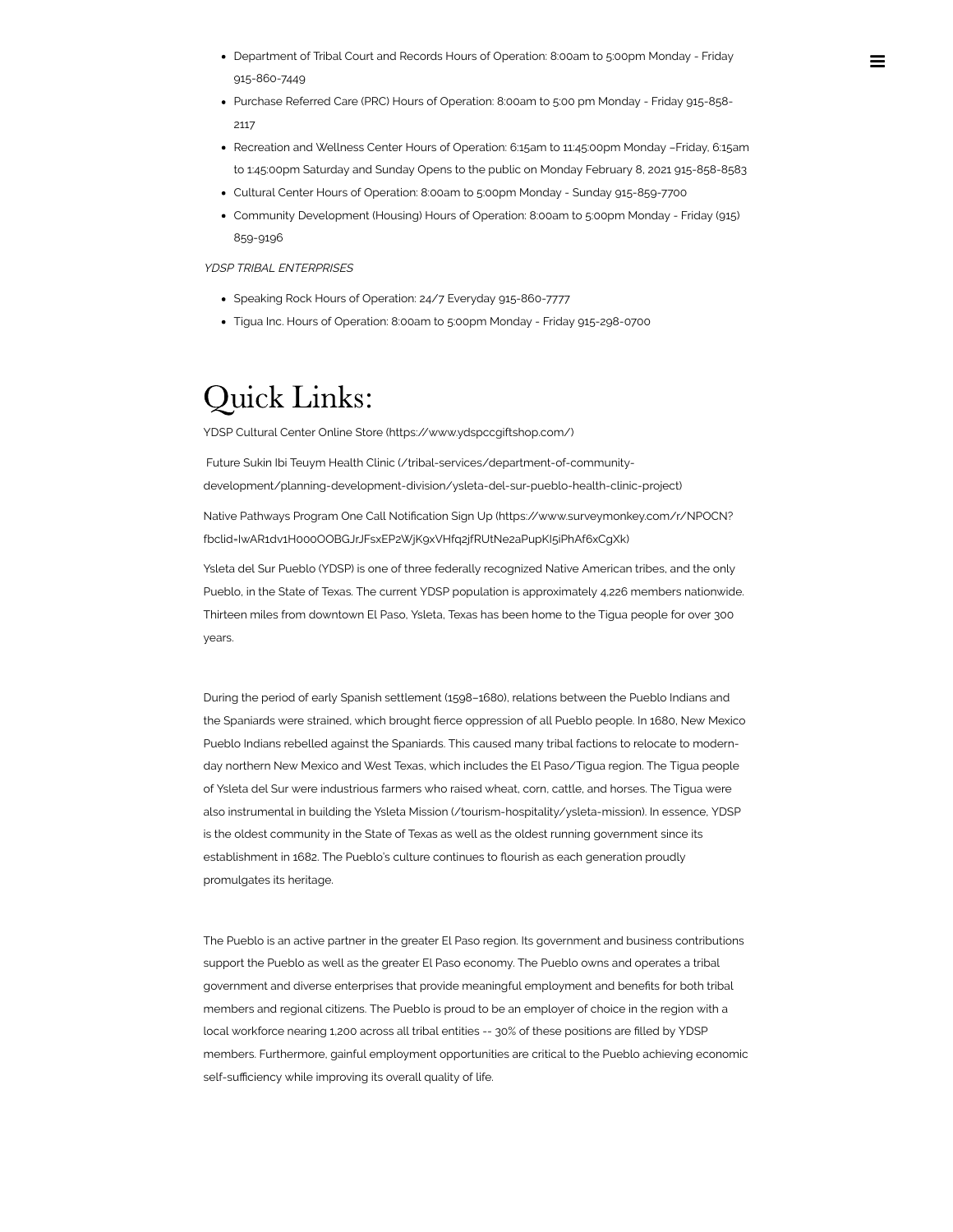- Department of Tribal Court and Records Hours of Operation: 8:00am to 5:00pm Monday - Friday 915-860-7449
- Purchase Referred Care (PRC) Hours of Operation: 8:00am to 5:00 pm Monday - Friday 915-858-2117
- Recreation and Wellness Center Hours of Operation: 6:15am to 11:45:00pm Monday –Friday, 6:15am to 1:45:00pm Saturday and Sunday Opens to the public on Monday February 8, 2021 915-858-8583
- Cultural Center Hours of Operation: 8:00am to 5:00pm Monday - Sunday 915-859-7700
- Community Development (Housing) Hours of Operation: 8:00am to 5:00pm Monday - Friday (915) 859-9196

*YDSP TRIBAL ENTERPRISES*

- Speaking Rock Hours of Operation: 24/7 Everyday 915-860-7777
- Tigua Inc. Hours of Operation: 8:00am to 5:00pm Monday - Friday 915-298-0700

# Quick Links:

YDSP Cultural Center Online Store (https://www.ydspccgiftshop.com/)

Future Sukin Ibi Teuym Health Clinic (/tribal-services/department-of-community-development/planning-development-division/ysleta-del-sur-pueblo-health-clinic-project)

Native Pathways Program One Call Notification Sign Up (https://www.surveymonkey.com/r/NPOCN?fbclid=IwAR1dv1H000OOBGJrJFsxEP2WjK9xVHfq2jfRUtNe2aPupKI5iPhAf6xCgXk)

Ysleta del Sur Pueblo (YDSP) is one of three federally recognized Native American tribes, and the only Pueblo, in the State of Texas. The current YDSP population is approximately 4,226 members nationwide. Thirteen miles from downtown El Paso, Ysleta, Texas has been home to the Tigua people for over 300 years.

During the period of early Spanish settlement (1598–1680), relations between the Pueblo Indians and the Spaniards were strained, which brought fierce oppression of all Pueblo people. In 1680, New Mexico Pueblo Indians rebelled against the Spaniards. This caused many tribal factions to relocate to modern-day northern New Mexico and West Texas, which includes the El Paso/Tigua region. The Tigua people of Ysleta del Sur were industrious farmers who raised wheat, corn, cattle, and horses. The Tigua were also instrumental in building the Ysleta Mission (/tourism-hospitality/ysleta-mission). In essence, YDSP is the oldest community in the State of Texas as well as the oldest running government since its establishment in 1682. The Pueblo's culture continues to flourish as each generation proudly promulgates its heritage.

The Pueblo is an active partner in the greater El Paso region. Its government and business contributions support the Pueblo as well as the greater El Paso economy. The Pueblo owns and operates a tribal government and diverse enterprises that provide meaningful employment and benefits for both tribal members and regional citizens. The Pueblo is proud to be an employer of choice in the region with a local workforce nearing 1,200 across all tribal entities -- 30% of these positions are filled by YDSP members. Furthermore, gainful employment opportunities are critical to the Pueblo achieving economic self-sufficiency while improving its overall quality of life.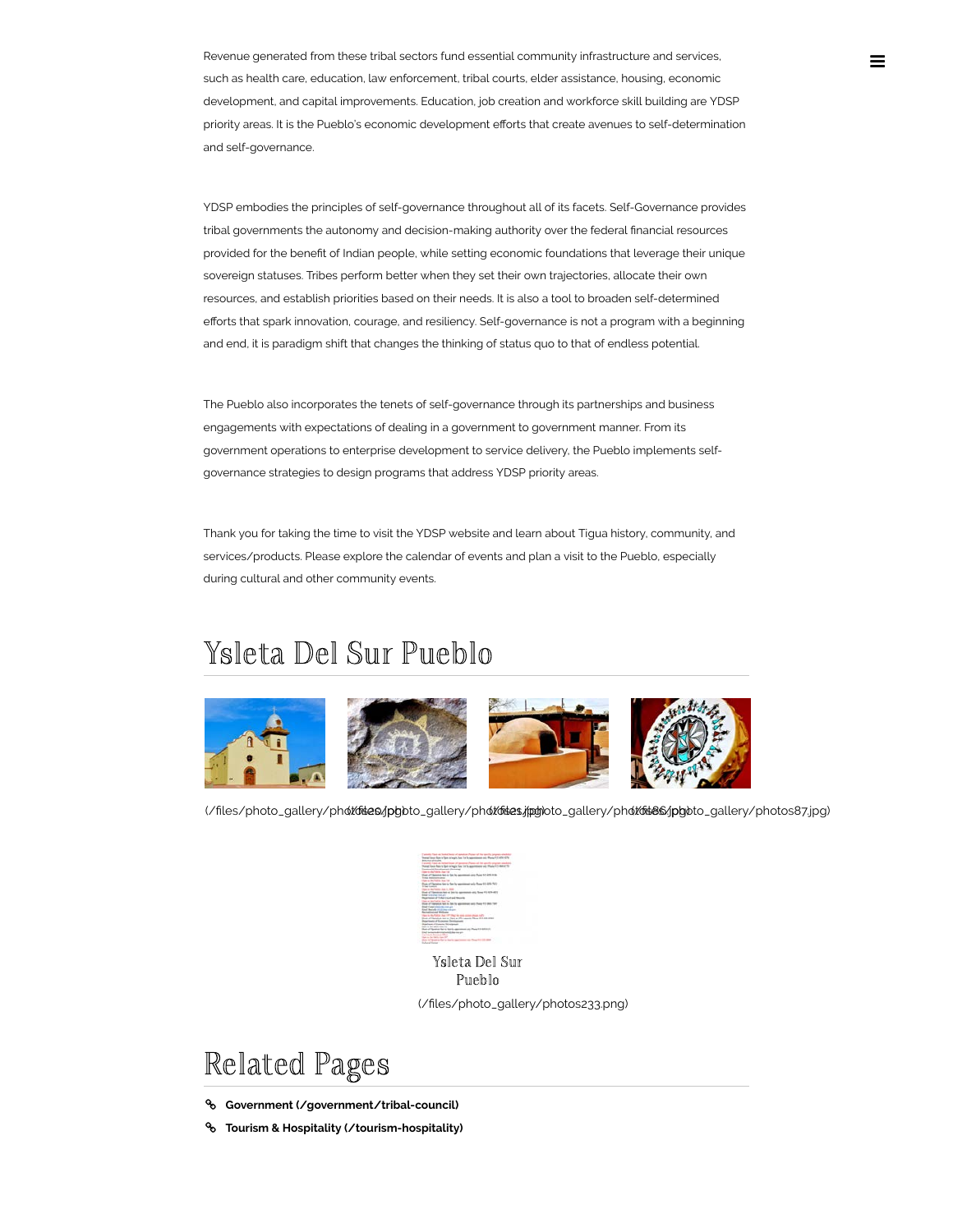Revenue generated from these tribal sectors fund essential community infrastructure and services, such as health care, education, law enforcement, tribal courts, elder assistance, housing, economic development, and capital improvements. Education, job creation and workforce skill building are YDSP priority areas. It is the Pueblo's economic development efforts that create avenues to self-determination and self-governance.

YDSP embodies the principles of self-governance throughout all of its facets. Self-Governance provides tribal governments the autonomy and decision-making authority over the federal financial resources provided for the benefit of Indian people, while setting economic foundations that leverage their unique sovereign statuses. Tribes perform better when they set their own trajectories, allocate their own resources, and establish priorities based on their needs. It is also a tool to broaden self-determined efforts that spark innovation, courage, and resiliency. Self-governance is not a program with a beginning and end, it is paradigm shift that changes the thinking of status quo to that of endless potential.

The Pueblo also incorporates the tenets of self-governance through its partnerships and business engagements with expectations of dealing in a government to government manner. From its government operations to enterprise development to service delivery, the Pueblo implements self-governance strategies to design programs that address YDSP priority areas.

Thank you for taking the time to visit the YDSP website and learn about Tigua history, community, and services/products. Please explore the calendar of events and plan a visit to the Pueblo, especially during cultural and other community events.

## Ysleta Del Sur Pueblo

(/files/photo_gallery/photos90.jpg) (/files/photo_gallery/photos89.jpg) (/files/photo_gallery/photos88.jpg) (/files/photo_gallery/photos87.jpg)

Ysleta Del Sur Pueblo

(/files/photo_gallery/photos233.png)

## Related Pages

- **Government (/government/tribal-council)**
- **Tourism & Hospitality (/tourism-hospitality)**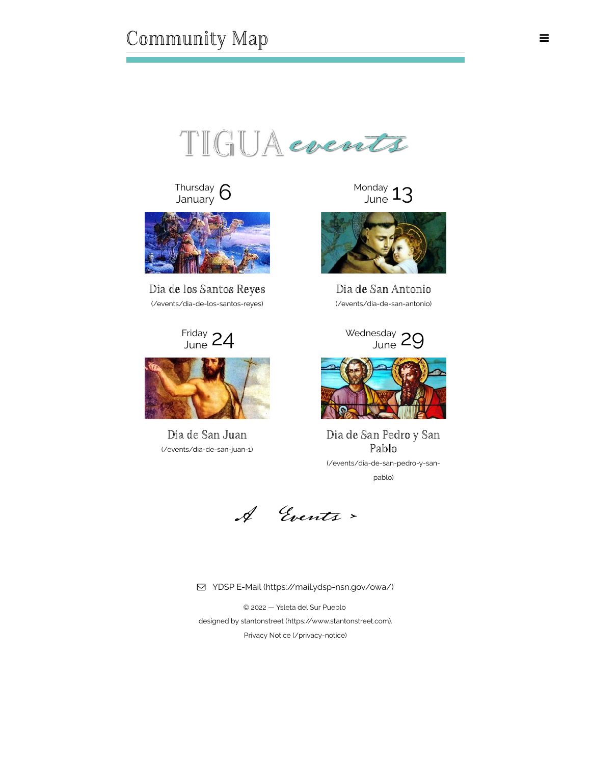Community Map

# TIGUA events

Thursday January 6

## Dia de los Santos Reyes

(/events/dia-de-los-santos-reyes)

Monday June 13

## Dia de San Antonio

(/events/dia-de-san-antonio)

Friday June 24

## Dia de San Juan

(/events/dia-de-san-juan-1)

Wednesday June 29

## Dia de San Pedro y San Pablo

(/events/dia-de-san-pedro-y-san-pablo)

A Events >

YDSP E-Mail (https://mail.ydsp-nsn.gov/owa/)

© 2022 — Ysleta del Sur Pueblo

designed by stantonstreet (https://www.stantonstreet.com).

Privacy Notice (/privacy-notice)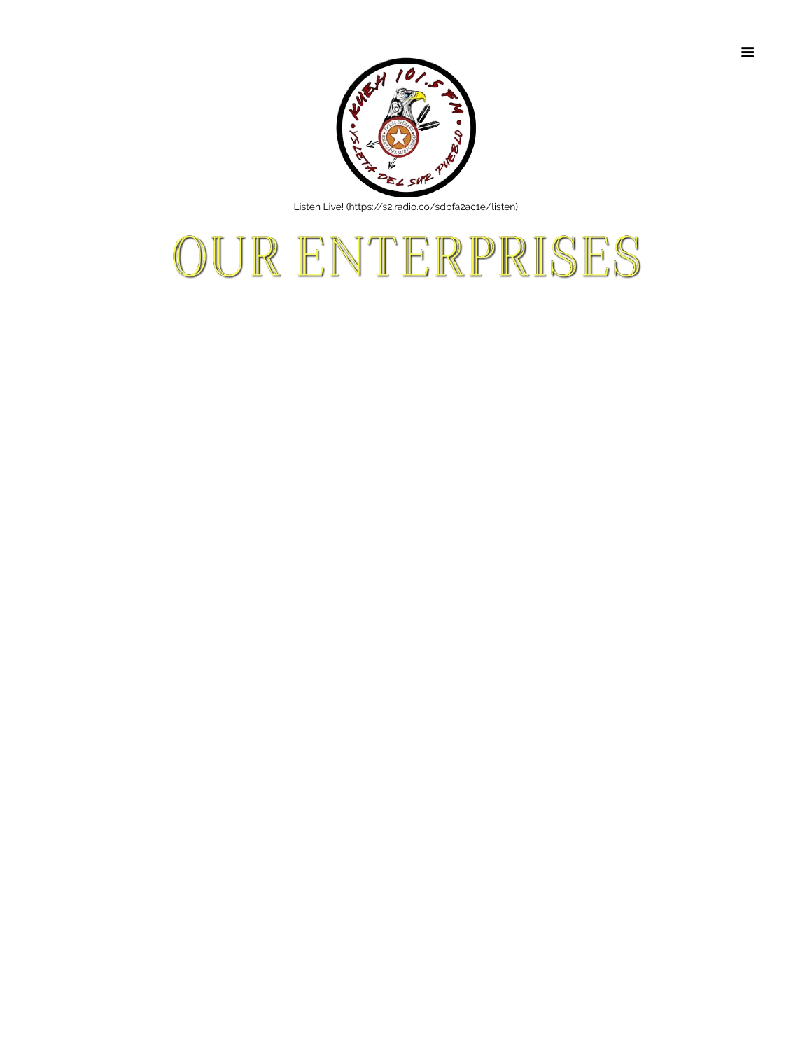Listen Live! (https://s2.radio.co/sdbfa2ac1e/listen)

# OUR ENTERPRISES